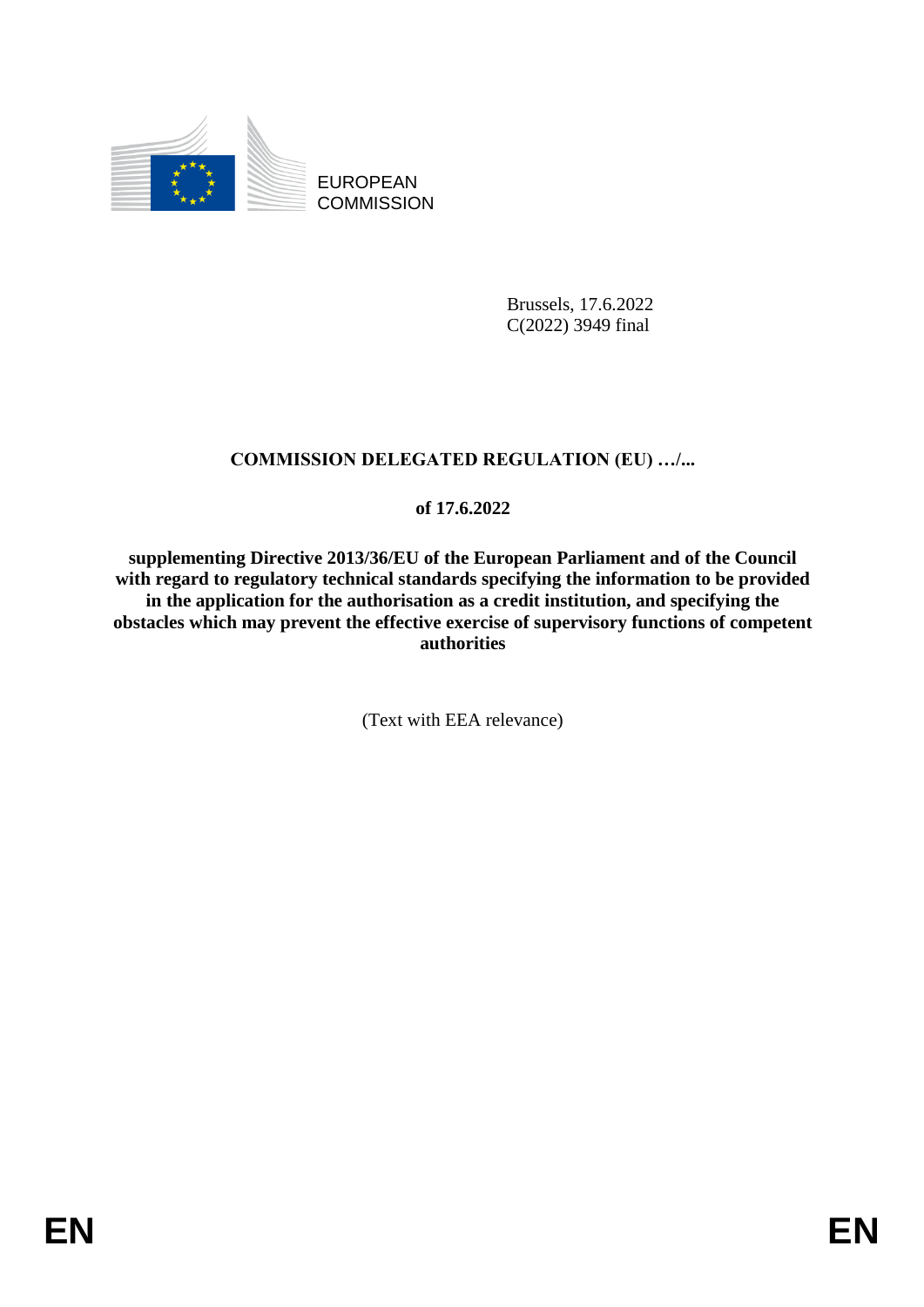EUROPEAN COMMISSION

Brussels, 17.6.2022
C(2022) 3949 final

# COMMISSION DELEGATED REGULATION (EU) …/...

**of 17.6.2022**

**supplementing Directive 2013/36/EU of the European Parliament and of the Council with regard to regulatory technical standards specifying the information to be provided in the application for the authorisation as a credit institution, and specifying the obstacles which may prevent the effective exercise of supervisory functions of competent authorities**

(Text with EEA relevance)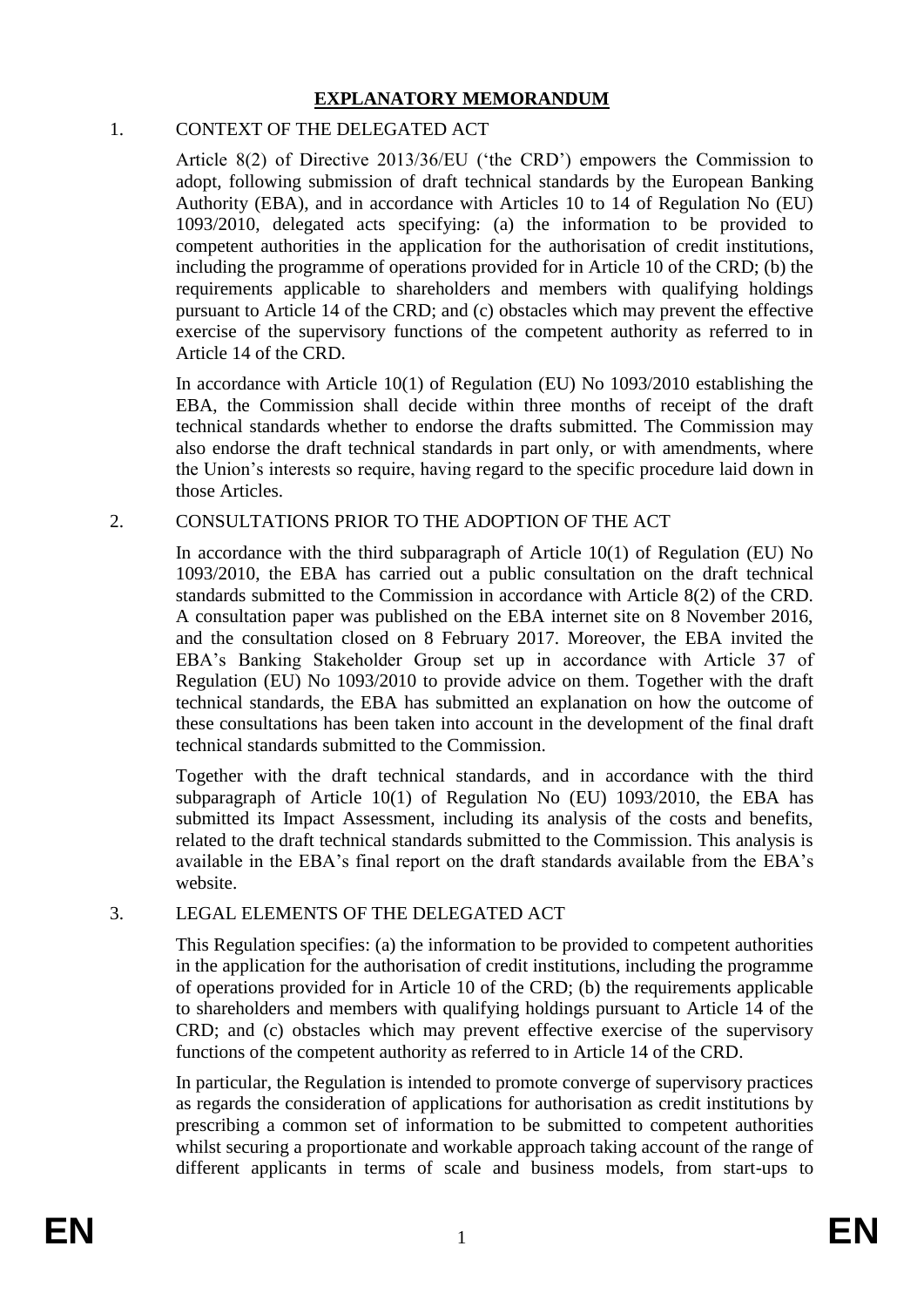# EXPLANATORY MEMORANDUM

## 1. CONTEXT OF THE DELEGATED ACT

Article 8(2) of Directive 2013/36/EU ('the CRD') empowers the Commission to adopt, following submission of draft technical standards by the European Banking Authority (EBA), and in accordance with Articles 10 to 14 of Regulation No (EU) 1093/2010, delegated acts specifying: (a) the information to be provided to competent authorities in the application for the authorisation of credit institutions, including the programme of operations provided for in Article 10 of the CRD; (b) the requirements applicable to shareholders and members with qualifying holdings pursuant to Article 14 of the CRD; and (c) obstacles which may prevent the effective exercise of the supervisory functions of the competent authority as referred to in Article 14 of the CRD.

In accordance with Article 10(1) of Regulation (EU) No 1093/2010 establishing the EBA, the Commission shall decide within three months of receipt of the draft technical standards whether to endorse the drafts submitted. The Commission may also endorse the draft technical standards in part only, or with amendments, where the Union's interests so require, having regard to the specific procedure laid down in those Articles.

## 2. CONSULTATIONS PRIOR TO THE ADOPTION OF THE ACT

In accordance with the third subparagraph of Article 10(1) of Regulation (EU) No 1093/2010, the EBA has carried out a public consultation on the draft technical standards submitted to the Commission in accordance with Article 8(2) of the CRD. A consultation paper was published on the EBA internet site on 8 November 2016, and the consultation closed on 8 February 2017. Moreover, the EBA invited the EBA's Banking Stakeholder Group set up in accordance with Article 37 of Regulation (EU) No 1093/2010 to provide advice on them. Together with the draft technical standards, the EBA has submitted an explanation on how the outcome of these consultations has been taken into account in the development of the final draft technical standards submitted to the Commission.

Together with the draft technical standards, and in accordance with the third subparagraph of Article 10(1) of Regulation No (EU) 1093/2010, the EBA has submitted its Impact Assessment, including its analysis of the costs and benefits, related to the draft technical standards submitted to the Commission. This analysis is available in the EBA's final report on the draft standards available from the EBA's website.

## 3. LEGAL ELEMENTS OF THE DELEGATED ACT

This Regulation specifies: (a) the information to be provided to competent authorities in the application for the authorisation of credit institutions, including the programme of operations provided for in Article 10 of the CRD; (b) the requirements applicable to shareholders and members with qualifying holdings pursuant to Article 14 of the CRD; and (c) obstacles which may prevent effective exercise of the supervisory functions of the competent authority as referred to in Article 14 of the CRD.

In particular, the Regulation is intended to promote converge of supervisory practices as regards the consideration of applications for authorisation as credit institutions by prescribing a common set of information to be submitted to competent authorities whilst securing a proportionate and workable approach taking account of the range of different applicants in terms of scale and business models, from start-ups to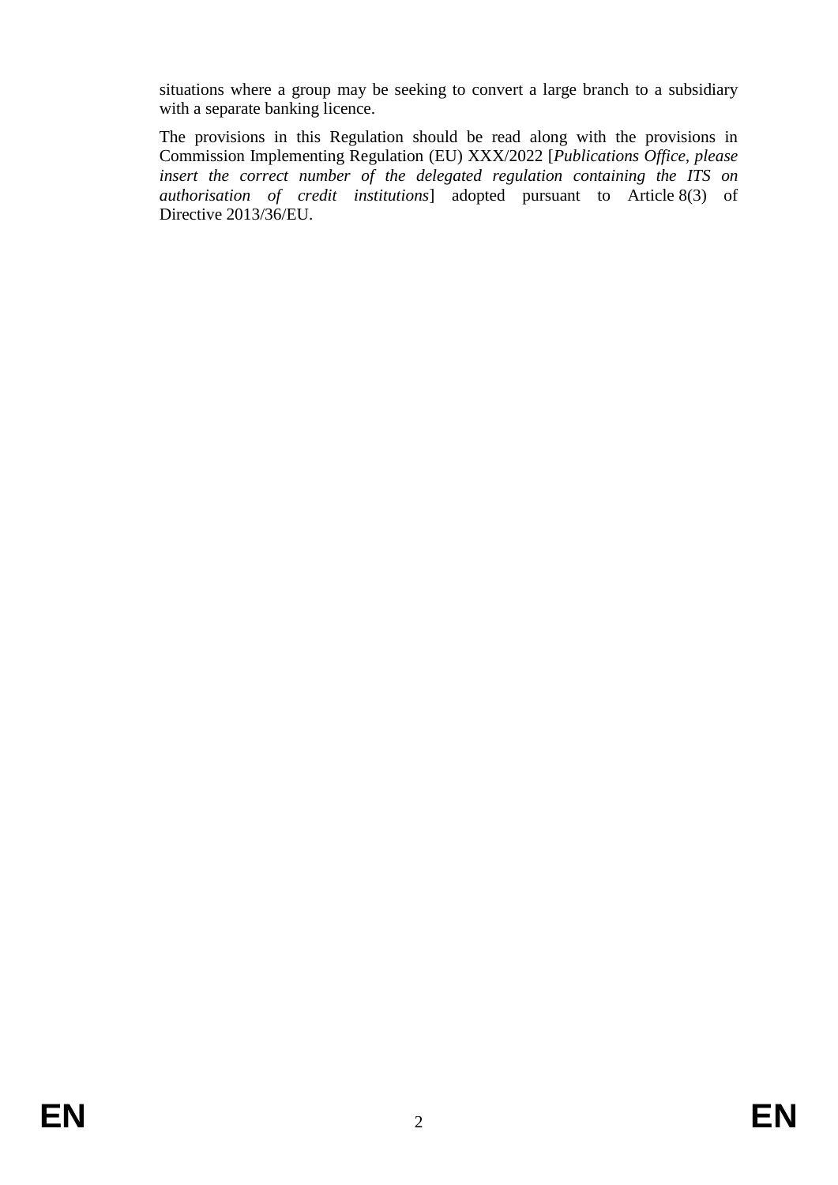situations where a group may be seeking to convert a large branch to a subsidiary with a separate banking licence.

The provisions in this Regulation should be read along with the provisions in Commission Implementing Regulation (EU) XXX/2022 [*Publications Office, please insert the correct number of the delegated regulation containing the ITS on authorisation of credit institutions*] adopted pursuant to Article 8(3) of Directive 2013/36/EU.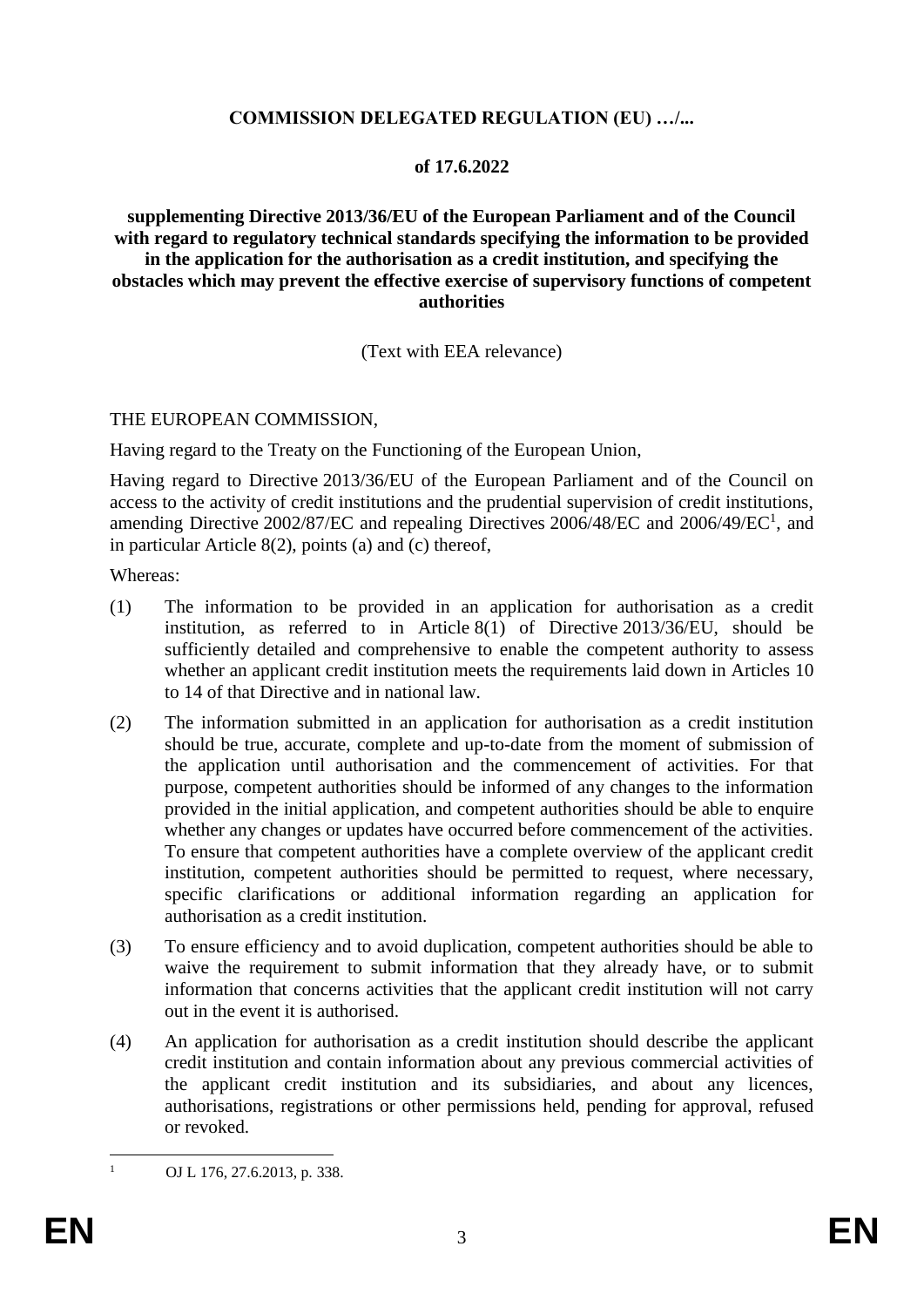**COMMISSION DELEGATED REGULATION (EU) …/...**

**of 17.6.2022**

**supplementing Directive 2013/36/EU of the European Parliament and of the Council with regard to regulatory technical standards specifying the information to be provided in the application for the authorisation as a credit institution, and specifying the obstacles which may prevent the effective exercise of supervisory functions of competent authorities**

(Text with EEA relevance)

THE EUROPEAN COMMISSION,

Having regard to the Treaty on the Functioning of the European Union,

Having regard to Directive 2013/36/EU of the European Parliament and of the Council on access to the activity of credit institutions and the prudential supervision of credit institutions, amending Directive 2002/87/EC and repealing Directives 2006/48/EC and 2006/49/EC[1], and in particular Article 8(2), points (a) and (c) thereof,

Whereas:

(1) The information to be provided in an application for authorisation as a credit institution, as referred to in Article 8(1) of Directive 2013/36/EU, should be sufficiently detailed and comprehensive to enable the competent authority to assess whether an applicant credit institution meets the requirements laid down in Articles 10 to 14 of that Directive and in national law.

(2) The information submitted in an application for authorisation as a credit institution should be true, accurate, complete and up-to-date from the moment of submission of the application until authorisation and the commencement of activities. For that purpose, competent authorities should be informed of any changes to the information provided in the initial application, and competent authorities should be able to enquire whether any changes or updates have occurred before commencement of the activities. To ensure that competent authorities have a complete overview of the applicant credit institution, competent authorities should be permitted to request, where necessary, specific clarifications or additional information regarding an application for authorisation as a credit institution.

(3) To ensure efficiency and to avoid duplication, competent authorities should be able to waive the requirement to submit information that they already have, or to submit information that concerns activities that the applicant credit institution will not carry out in the event it is authorised.

(4) An application for authorisation as a credit institution should describe the applicant credit institution and contain information about any previous commercial activities of the applicant credit institution and its subsidiaries, and about any licences, authorisations, registrations or other permissions held, pending for approval, refused or revoked.

[1] OJ L 176, 27.6.2013, p. 338.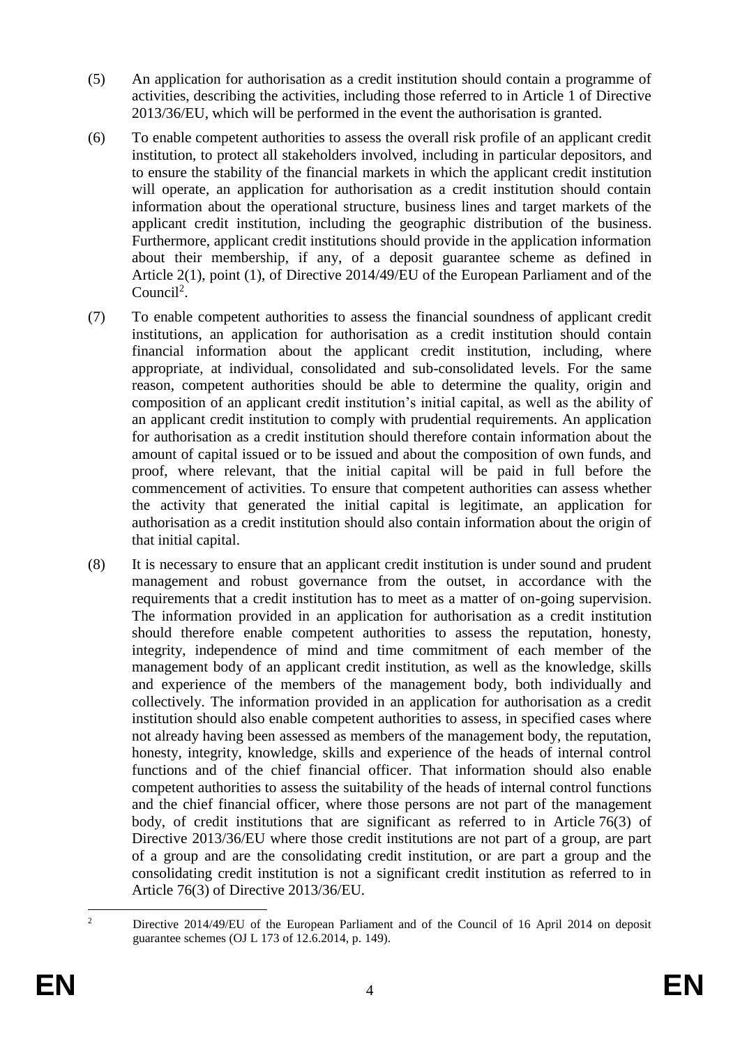(5) An application for authorisation as a credit institution should contain a programme of activities, describing the activities, including those referred to in Article 1 of Directive 2013/36/EU, which will be performed in the event the authorisation is granted.

(6) To enable competent authorities to assess the overall risk profile of an applicant credit institution, to protect all stakeholders involved, including in particular depositors, and to ensure the stability of the financial markets in which the applicant credit institution will operate, an application for authorisation as a credit institution should contain information about the operational structure, business lines and target markets of the applicant credit institution, including the geographic distribution of the business. Furthermore, applicant credit institutions should provide in the application information about their membership, if any, of a deposit guarantee scheme as defined in Article 2(1), point (1), of Directive 2014/49/EU of the European Parliament and of the Council[2].

(7) To enable competent authorities to assess the financial soundness of applicant credit institutions, an application for authorisation as a credit institution should contain financial information about the applicant credit institution, including, where appropriate, at individual, consolidated and sub-consolidated levels. For the same reason, competent authorities should be able to determine the quality, origin and composition of an applicant credit institution's initial capital, as well as the ability of an applicant credit institution to comply with prudential requirements. An application for authorisation as a credit institution should therefore contain information about the amount of capital issued or to be issued and about the composition of own funds, and proof, where relevant, that the initial capital will be paid in full before the commencement of activities. To ensure that competent authorities can assess whether the activity that generated the initial capital is legitimate, an application for authorisation as a credit institution should also contain information about the origin of that initial capital.

(8) It is necessary to ensure that an applicant credit institution is under sound and prudent management and robust governance from the outset, in accordance with the requirements that a credit institution has to meet as a matter of on-going supervision. The information provided in an application for authorisation as a credit institution should therefore enable competent authorities to assess the reputation, honesty, integrity, independence of mind and time commitment of each member of the management body of an applicant credit institution, as well as the knowledge, skills and experience of the members of the management body, both individually and collectively. The information provided in an application for authorisation as a credit institution should also enable competent authorities to assess, in specified cases where not already having been assessed as members of the management body, the reputation, honesty, integrity, knowledge, skills and experience of the heads of internal control functions and of the chief financial officer. That information should also enable competent authorities to assess the suitability of the heads of internal control functions and the chief financial officer, where those persons are not part of the management body, of credit institutions that are significant as referred to in Article 76(3) of Directive 2013/36/EU where those credit institutions are not part of a group, are part of a group and are the consolidating credit institution, or are part a group and the consolidating credit institution is not a significant credit institution as referred to in Article 76(3) of Directive 2013/36/EU.

---

[2] Directive 2014/49/EU of the European Parliament and of the Council of 16 April 2014 on deposit guarantee schemes (OJ L 173 of 12.6.2014, p. 149).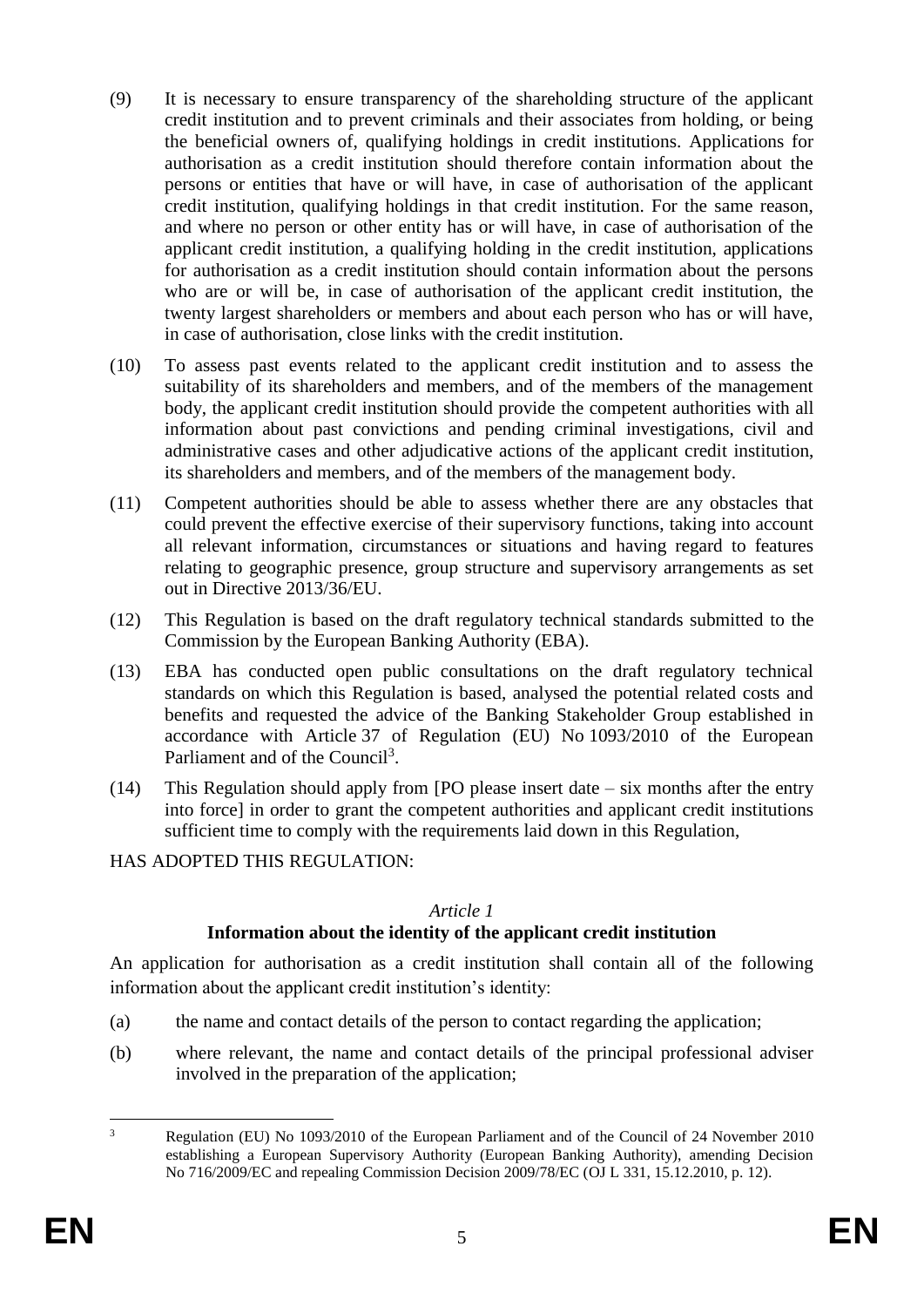(9) It is necessary to ensure transparency of the shareholding structure of the applicant credit institution and to prevent criminals and their associates from holding, or being the beneficial owners of, qualifying holdings in credit institutions. Applications for authorisation as a credit institution should therefore contain information about the persons or entities that have or will have, in case of authorisation of the applicant credit institution, qualifying holdings in that credit institution. For the same reason, and where no person or other entity has or will have, in case of authorisation of the applicant credit institution, a qualifying holding in the credit institution, applications for authorisation as a credit institution should contain information about the persons who are or will be, in case of authorisation of the applicant credit institution, the twenty largest shareholders or members and about each person who has or will have, in case of authorisation, close links with the credit institution.

(10) To assess past events related to the applicant credit institution and to assess the suitability of its shareholders and members, and of the members of the management body, the applicant credit institution should provide the competent authorities with all information about past convictions and pending criminal investigations, civil and administrative cases and other adjudicative actions of the applicant credit institution, its shareholders and members, and of the members of the management body.

(11) Competent authorities should be able to assess whether there are any obstacles that could prevent the effective exercise of their supervisory functions, taking into account all relevant information, circumstances or situations and having regard to features relating to geographic presence, group structure and supervisory arrangements as set out in Directive 2013/36/EU.

(12) This Regulation is based on the draft regulatory technical standards submitted to the Commission by the European Banking Authority (EBA).

(13) EBA has conducted open public consultations on the draft regulatory technical standards on which this Regulation is based, analysed the potential related costs and benefits and requested the advice of the Banking Stakeholder Group established in accordance with Article 37 of Regulation (EU) No 1093/2010 of the European Parliament and of the Council[3].

(14) This Regulation should apply from [PO please insert date – six months after the entry into force] in order to grant the competent authorities and applicant credit institutions sufficient time to comply with the requirements laid down in this Regulation,

HAS ADOPTED THIS REGULATION:

*Article 1*

**Information about the identity of the applicant credit institution**

An application for authorisation as a credit institution shall contain all of the following information about the applicant credit institution's identity:

(a) the name and contact details of the person to contact regarding the application;

(b) where relevant, the name and contact details of the principal professional adviser involved in the preparation of the application;

---

[3] Regulation (EU) No 1093/2010 of the European Parliament and of the Council of 24 November 2010 establishing a European Supervisory Authority (European Banking Authority), amending Decision No 716/2009/EC and repealing Commission Decision 2009/78/EC (OJ L 331, 15.12.2010, p. 12).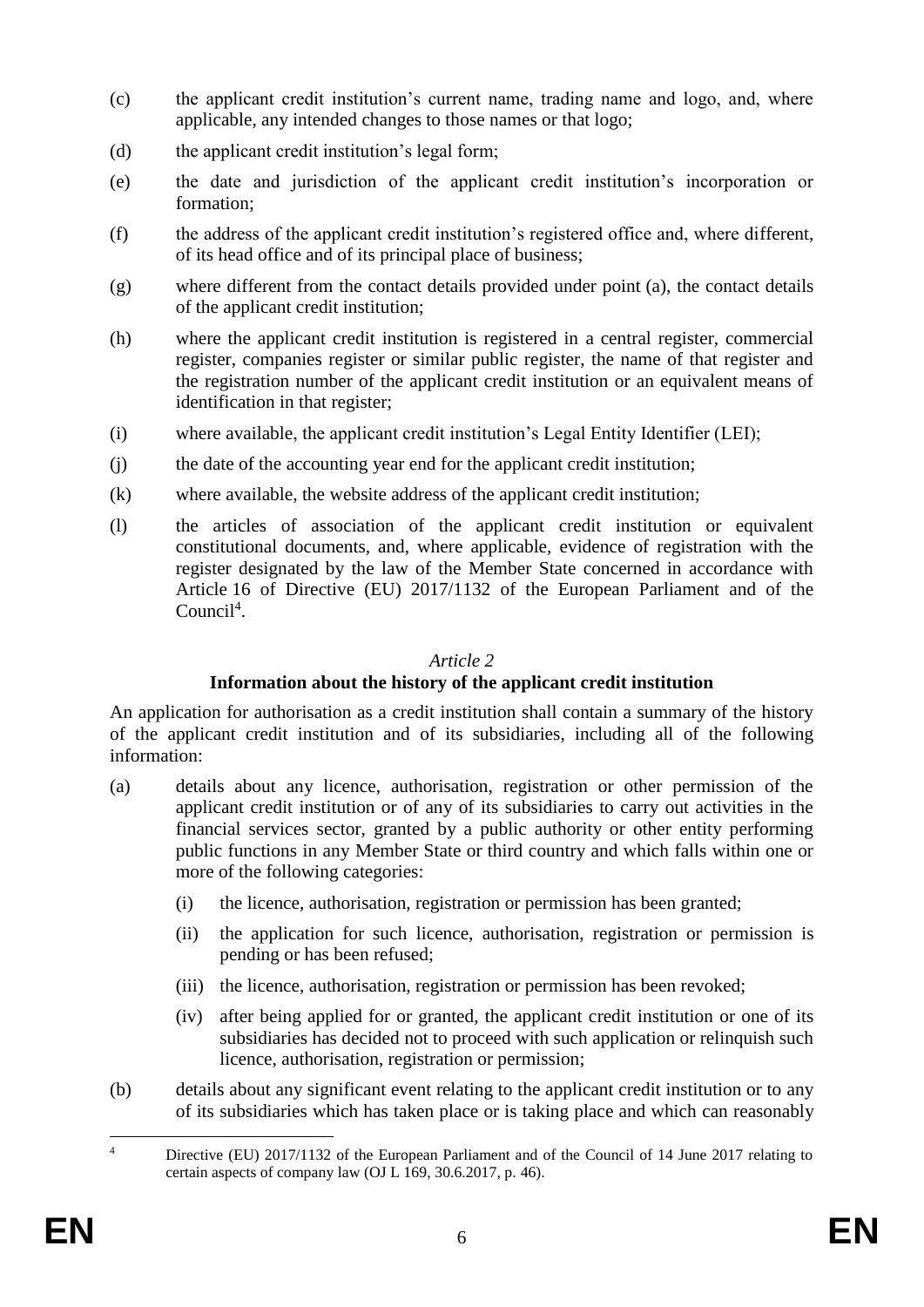(c) the applicant credit institution's current name, trading name and logo, and, where applicable, any intended changes to those names or that logo;

(d) the applicant credit institution's legal form;

(e) the date and jurisdiction of the applicant credit institution's incorporation or formation;

(f) the address of the applicant credit institution's registered office and, where different, of its head office and of its principal place of business;

(g) where different from the contact details provided under point (a), the contact details of the applicant credit institution;

(h) where the applicant credit institution is registered in a central register, commercial register, companies register or similar public register, the name of that register and the registration number of the applicant credit institution or an equivalent means of identification in that register;

(i) where available, the applicant credit institution's Legal Entity Identifier (LEI);

(j) the date of the accounting year end for the applicant credit institution;

(k) where available, the website address of the applicant credit institution;

(l) the articles of association of the applicant credit institution or equivalent constitutional documents, and, where applicable, evidence of registration with the register designated by the law of the Member State concerned in accordance with Article 16 of Directive (EU) 2017/1132 of the European Parliament and of the Council[4].

*Article 2*

**Information about the history of the applicant credit institution**

An application for authorisation as a credit institution shall contain a summary of the history of the applicant credit institution and of its subsidiaries, including all of the following information:

(a) details about any licence, authorisation, registration or other permission of the applicant credit institution or of any of its subsidiaries to carry out activities in the financial services sector, granted by a public authority or other entity performing public functions in any Member State or third country and which falls within one or more of the following categories:

  (i) the licence, authorisation, registration or permission has been granted;

  (ii) the application for such licence, authorisation, registration or permission is pending or has been refused;

  (iii) the licence, authorisation, registration or permission has been revoked;

  (iv) after being applied for or granted, the applicant credit institution or one of its subsidiaries has decided not to proceed with such application or relinquish such licence, authorisation, registration or permission;

(b) details about any significant event relating to the applicant credit institution or to any of its subsidiaries which has taken place or is taking place and which can reasonably

[4] Directive (EU) 2017/1132 of the European Parliament and of the Council of 14 June 2017 relating to certain aspects of company law (OJ L 169, 30.6.2017, p. 46).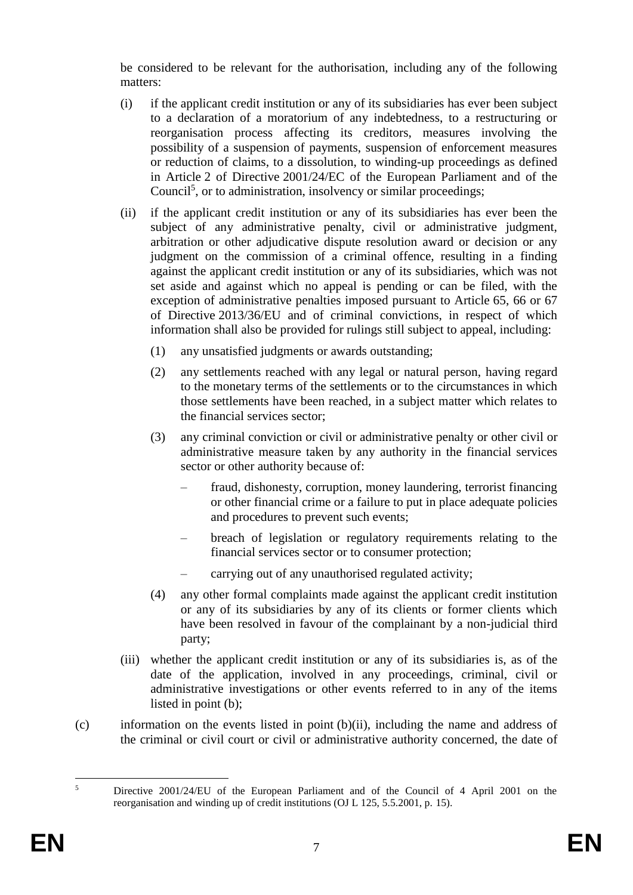be considered to be relevant for the authorisation, including any of the following matters:

(i) if the applicant credit institution or any of its subsidiaries has ever been subject to a declaration of a moratorium of any indebtedness, to a restructuring or reorganisation process affecting its creditors, measures involving the possibility of a suspension of payments, suspension of enforcement measures or reduction of claims, to a dissolution, to winding-up proceedings as defined in Article 2 of Directive 2001/24/EC of the European Parliament and of the Council[5], or to administration, insolvency or similar proceedings;

(ii) if the applicant credit institution or any of its subsidiaries has ever been the subject of any administrative penalty, civil or administrative judgment, arbitration or other adjudicative dispute resolution award or decision or any judgment on the commission of a criminal offence, resulting in a finding against the applicant credit institution or any of its subsidiaries, which was not set aside and against which no appeal is pending or can be filed, with the exception of administrative penalties imposed pursuant to Article 65, 66 or 67 of Directive 2013/36/EU and of criminal convictions, in respect of which information shall also be provided for rulings still subject to appeal, including:

(1) any unsatisfied judgments or awards outstanding;

(2) any settlements reached with any legal or natural person, having regard to the monetary terms of the settlements or to the circumstances in which those settlements have been reached, in a subject matter which relates to the financial services sector;

(3) any criminal conviction or civil or administrative penalty or other civil or administrative measure taken by any authority in the financial services sector or other authority because of:

– fraud, dishonesty, corruption, money laundering, terrorist financing or other financial crime or a failure to put in place adequate policies and procedures to prevent such events;

– breach of legislation or regulatory requirements relating to the financial services sector or to consumer protection;

– carrying out of any unauthorised regulated activity;

(4) any other formal complaints made against the applicant credit institution or any of its subsidiaries by any of its clients or former clients which have been resolved in favour of the complainant by a non-judicial third party;

(iii) whether the applicant credit institution or any of its subsidiaries is, as of the date of the application, involved in any proceedings, criminal, civil or administrative investigations or other events referred to in any of the items listed in point (b);

(c) information on the events listed in point (b)(ii), including the name and address of the criminal or civil court or civil or administrative authority concerned, the date of

---

[5] Directive 2001/24/EU of the European Parliament and of the Council of 4 April 2001 on the reorganisation and winding up of credit institutions (OJ L 125, 5.5.2001, p. 15).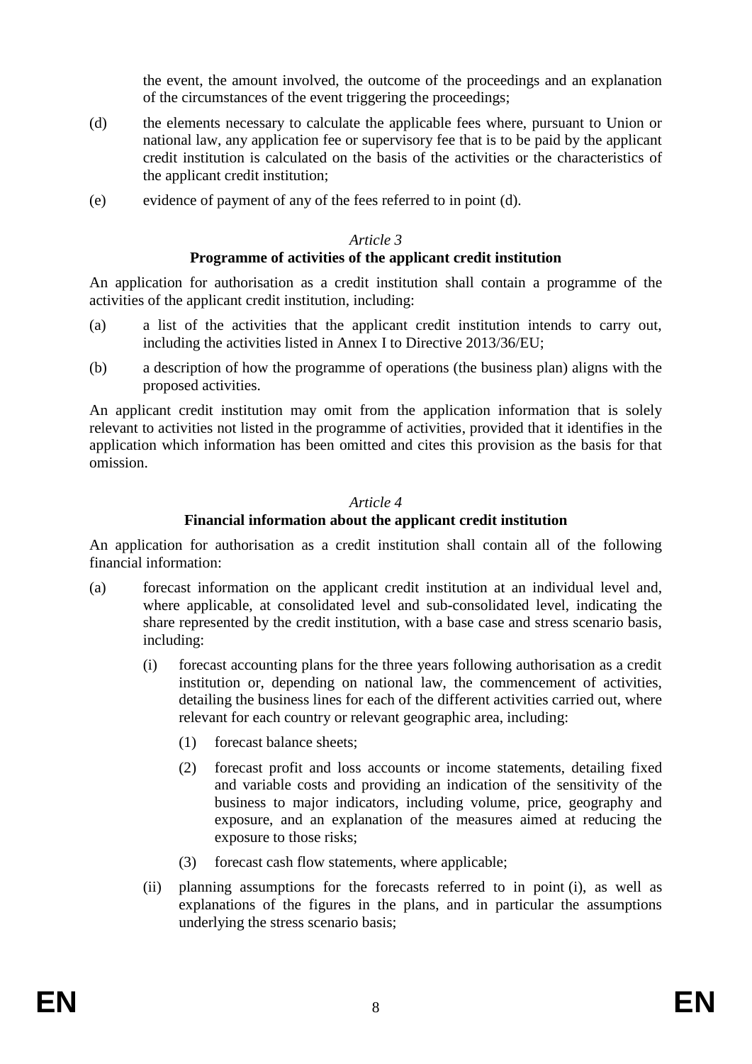the event, the amount involved, the outcome of the proceedings and an explanation of the circumstances of the event triggering the proceedings;

(d) the elements necessary to calculate the applicable fees where, pursuant to Union or national law, any application fee or supervisory fee that is to be paid by the applicant credit institution is calculated on the basis of the activities or the characteristics of the applicant credit institution;

(e) evidence of payment of any of the fees referred to in point (d).

*Article 3*

**Programme of activities of the applicant credit institution**

An application for authorisation as a credit institution shall contain a programme of the activities of the applicant credit institution, including:

(a) a list of the activities that the applicant credit institution intends to carry out, including the activities listed in Annex I to Directive 2013/36/EU;

(b) a description of how the programme of operations (the business plan) aligns with the proposed activities.

An applicant credit institution may omit from the application information that is solely relevant to activities not listed in the programme of activities, provided that it identifies in the application which information has been omitted and cites this provision as the basis for that omission.

*Article 4*

**Financial information about the applicant credit institution**

An application for authorisation as a credit institution shall contain all of the following financial information:

(a) forecast information on the applicant credit institution at an individual level and, where applicable, at consolidated level and sub-consolidated level, indicating the share represented by the credit institution, with a base case and stress scenario basis, including:

   (i) forecast accounting plans for the three years following authorisation as a credit institution or, depending on national law, the commencement of activities, detailing the business lines for each of the different activities carried out, where relevant for each country or relevant geographic area, including:

      (1) forecast balance sheets;

      (2) forecast profit and loss accounts or income statements, detailing fixed and variable costs and providing an indication of the sensitivity of the business to major indicators, including volume, price, geography and exposure, and an explanation of the measures aimed at reducing the exposure to those risks;

      (3) forecast cash flow statements, where applicable;

   (ii) planning assumptions for the forecasts referred to in point (i), as well as explanations of the figures in the plans, and in particular the assumptions underlying the stress scenario basis;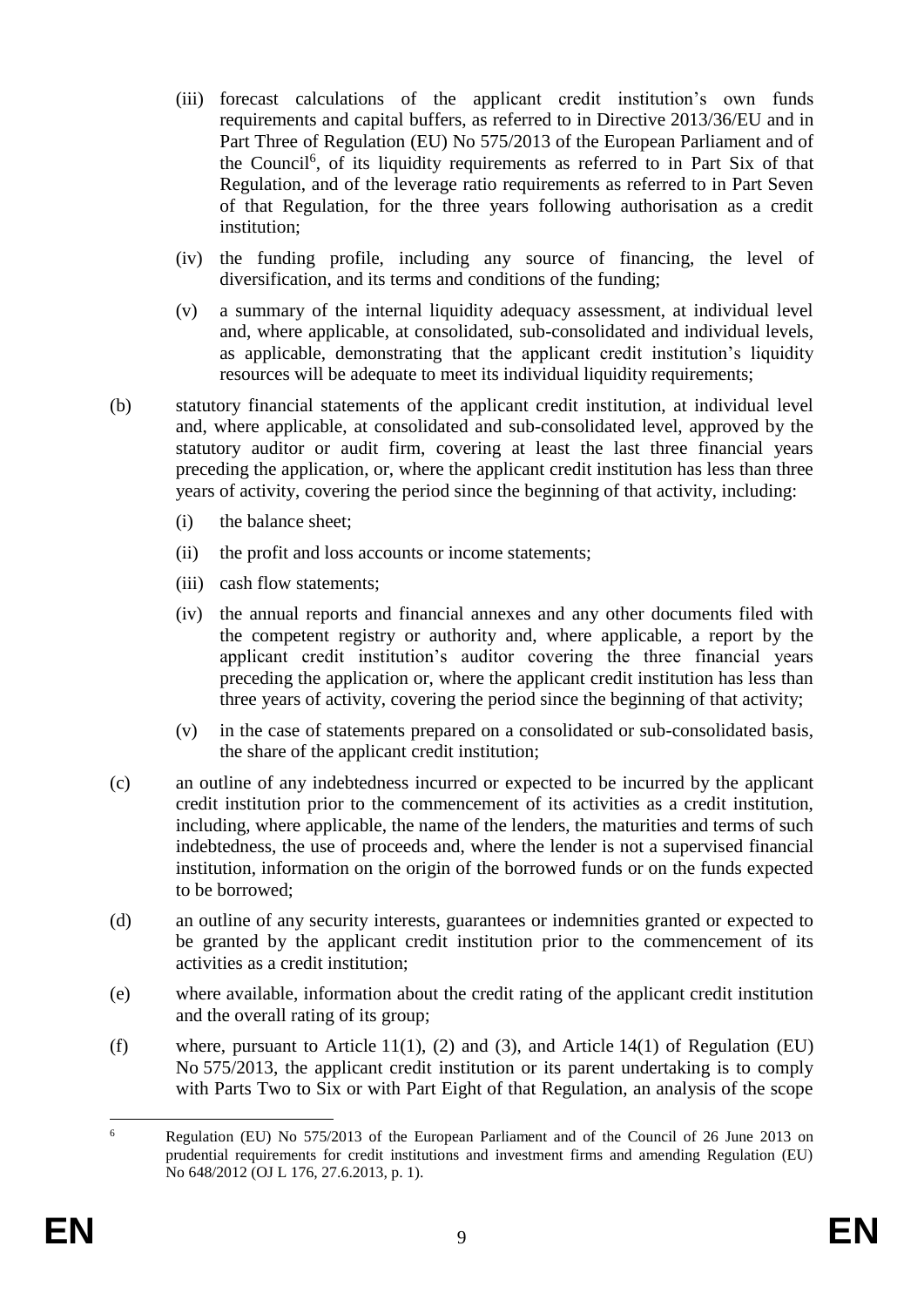(iii) forecast calculations of the applicant credit institution's own funds requirements and capital buffers, as referred to in Directive 2013/36/EU and in Part Three of Regulation (EU) No 575/2013 of the European Parliament and of the Council[6], of its liquidity requirements as referred to in Part Six of that Regulation, and of the leverage ratio requirements as referred to in Part Seven of that Regulation, for the three years following authorisation as a credit institution;

(iv) the funding profile, including any source of financing, the level of diversification, and its terms and conditions of the funding;

(v) a summary of the internal liquidity adequacy assessment, at individual level and, where applicable, at consolidated, sub-consolidated and individual levels, as applicable, demonstrating that the applicant credit institution's liquidity resources will be adequate to meet its individual liquidity requirements;

(b) statutory financial statements of the applicant credit institution, at individual level and, where applicable, at consolidated and sub-consolidated level, approved by the statutory auditor or audit firm, covering at least the last three financial years preceding the application, or, where the applicant credit institution has less than three years of activity, covering the period since the beginning of that activity, including:

(i) the balance sheet;

(ii) the profit and loss accounts or income statements;

(iii) cash flow statements;

(iv) the annual reports and financial annexes and any other documents filed with the competent registry or authority and, where applicable, a report by the applicant credit institution's auditor covering the three financial years preceding the application or, where the applicant credit institution has less than three years of activity, covering the period since the beginning of that activity;

(v) in the case of statements prepared on a consolidated or sub-consolidated basis, the share of the applicant credit institution;

(c) an outline of any indebtedness incurred or expected to be incurred by the applicant credit institution prior to the commencement of its activities as a credit institution, including, where applicable, the name of the lenders, the maturities and terms of such indebtedness, the use of proceeds and, where the lender is not a supervised financial institution, information on the origin of the borrowed funds or on the funds expected to be borrowed;

(d) an outline of any security interests, guarantees or indemnities granted or expected to be granted by the applicant credit institution prior to the commencement of its activities as a credit institution;

(e) where available, information about the credit rating of the applicant credit institution and the overall rating of its group;

(f) where, pursuant to Article 11(1), (2) and (3), and Article 14(1) of Regulation (EU) No 575/2013, the applicant credit institution or its parent undertaking is to comply with Parts Two to Six or with Part Eight of that Regulation, an analysis of the scope

---

[6] Regulation (EU) No 575/2013 of the European Parliament and of the Council of 26 June 2013 on prudential requirements for credit institutions and investment firms and amending Regulation (EU) No 648/2012 (OJ L 176, 27.6.2013, p. 1).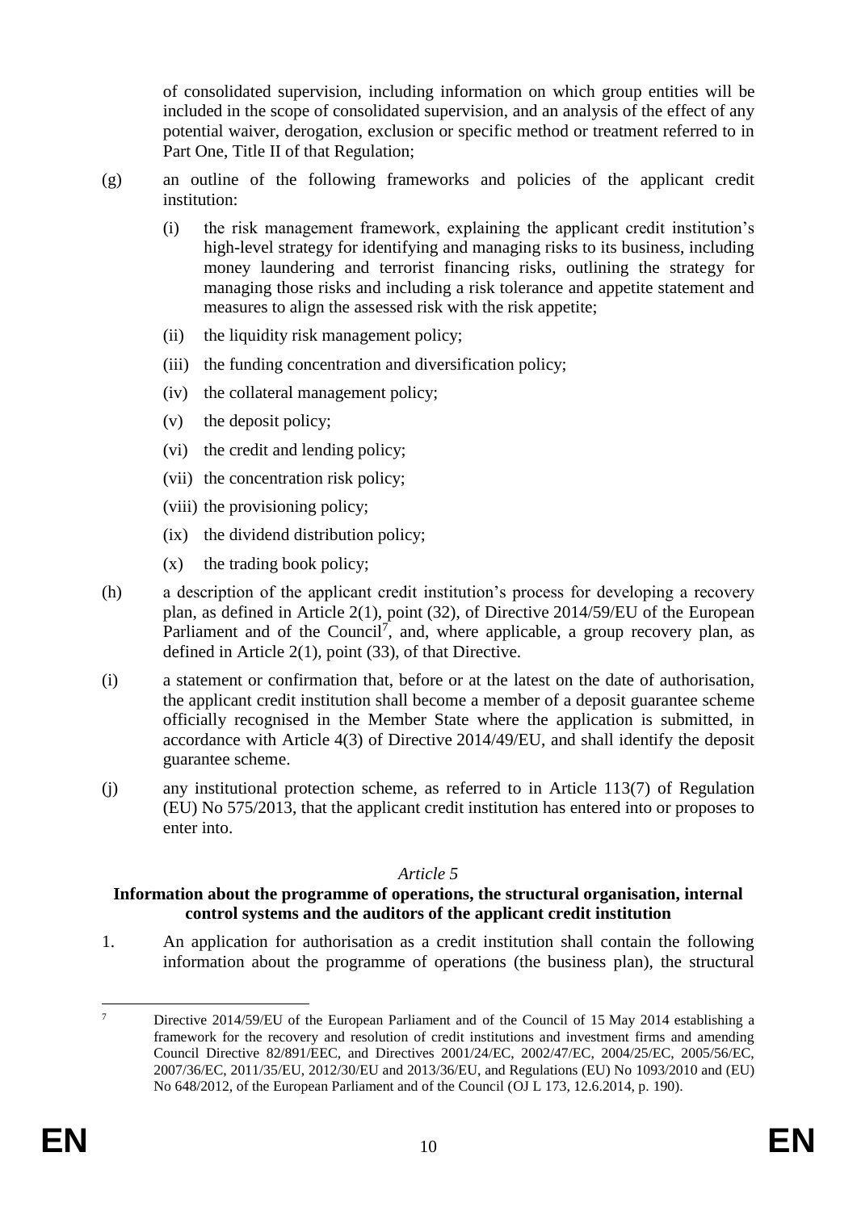of consolidated supervision, including information on which group entities will be included in the scope of consolidated supervision, and an analysis of the effect of any potential waiver, derogation, exclusion or specific method or treatment referred to in Part One, Title II of that Regulation;

(g) an outline of the following frameworks and policies of the applicant credit institution:

(i) the risk management framework, explaining the applicant credit institution's high-level strategy for identifying and managing risks to its business, including money laundering and terrorist financing risks, outlining the strategy for managing those risks and including a risk tolerance and appetite statement and measures to align the assessed risk with the risk appetite;

(ii) the liquidity risk management policy;

(iii) the funding concentration and diversification policy;

(iv) the collateral management policy;

(v) the deposit policy;

(vi) the credit and lending policy;

(vii) the concentration risk policy;

(viii) the provisioning policy;

(ix) the dividend distribution policy;

(x) the trading book policy;

(h) a description of the applicant credit institution's process for developing a recovery plan, as defined in Article 2(1), point (32), of Directive 2014/59/EU of the European Parliament and of the Council[7], and, where applicable, a group recovery plan, as defined in Article 2(1), point (33), of that Directive.

(i) a statement or confirmation that, before or at the latest on the date of authorisation, the applicant credit institution shall become a member of a deposit guarantee scheme officially recognised in the Member State where the application is submitted, in accordance with Article 4(3) of Directive 2014/49/EU, and shall identify the deposit guarantee scheme.

(j) any institutional protection scheme, as referred to in Article 113(7) of Regulation (EU) No 575/2013, that the applicant credit institution has entered into or proposes to enter into.

*Article 5*

**Information about the programme of operations, the structural organisation, internal control systems and the auditors of the applicant credit institution**

1. An application for authorisation as a credit institution shall contain the following information about the programme of operations (the business plan), the structural

---

[7] Directive 2014/59/EU of the European Parliament and of the Council of 15 May 2014 establishing a framework for the recovery and resolution of credit institutions and investment firms and amending Council Directive 82/891/EEC, and Directives 2001/24/EC, 2002/47/EC, 2004/25/EC, 2005/56/EC, 2007/36/EC, 2011/35/EU, 2012/30/EU and 2013/36/EU, and Regulations (EU) No 1093/2010 and (EU) No 648/2012, of the European Parliament and of the Council (OJ L 173, 12.6.2014, p. 190).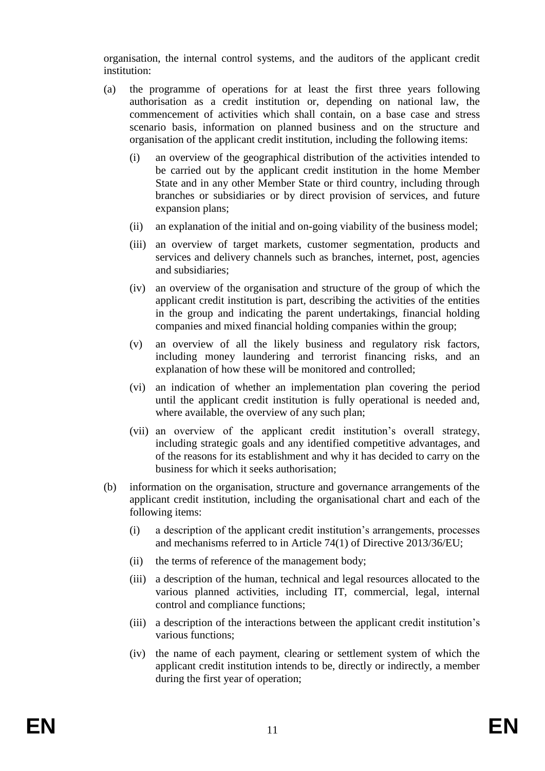organisation, the internal control systems, and the auditors of the applicant credit institution:

(a) the programme of operations for at least the first three years following authorisation as a credit institution or, depending on national law, the commencement of activities which shall contain, on a base case and stress scenario basis, information on planned business and on the structure and organisation of the applicant credit institution, including the following items:

  (i) an overview of the geographical distribution of the activities intended to be carried out by the applicant credit institution in the home Member State and in any other Member State or third country, including through branches or subsidiaries or by direct provision of services, and future expansion plans;

  (ii) an explanation of the initial and on-going viability of the business model;

  (iii) an overview of target markets, customer segmentation, products and services and delivery channels such as branches, internet, post, agencies and subsidiaries;

  (iv) an overview of the organisation and structure of the group of which the applicant credit institution is part, describing the activities of the entities in the group and indicating the parent undertakings, financial holding companies and mixed financial holding companies within the group;

  (v) an overview of all the likely business and regulatory risk factors, including money laundering and terrorist financing risks, and an explanation of how these will be monitored and controlled;

  (vi) an indication of whether an implementation plan covering the period until the applicant credit institution is fully operational is needed and, where available, the overview of any such plan;

  (vii) an overview of the applicant credit institution's overall strategy, including strategic goals and any identified competitive advantages, and of the reasons for its establishment and why it has decided to carry on the business for which it seeks authorisation;

(b) information on the organisation, structure and governance arrangements of the applicant credit institution, including the organisational chart and each of the following items:

  (i) a description of the applicant credit institution's arrangements, processes and mechanisms referred to in Article 74(1) of Directive 2013/36/EU;

  (ii) the terms of reference of the management body;

  (iii) a description of the human, technical and legal resources allocated to the various planned activities, including IT, commercial, legal, internal control and compliance functions;

  (iii) a description of the interactions between the applicant credit institution's various functions;

  (iv) the name of each payment, clearing or settlement system of which the applicant credit institution intends to be, directly or indirectly, a member during the first year of operation;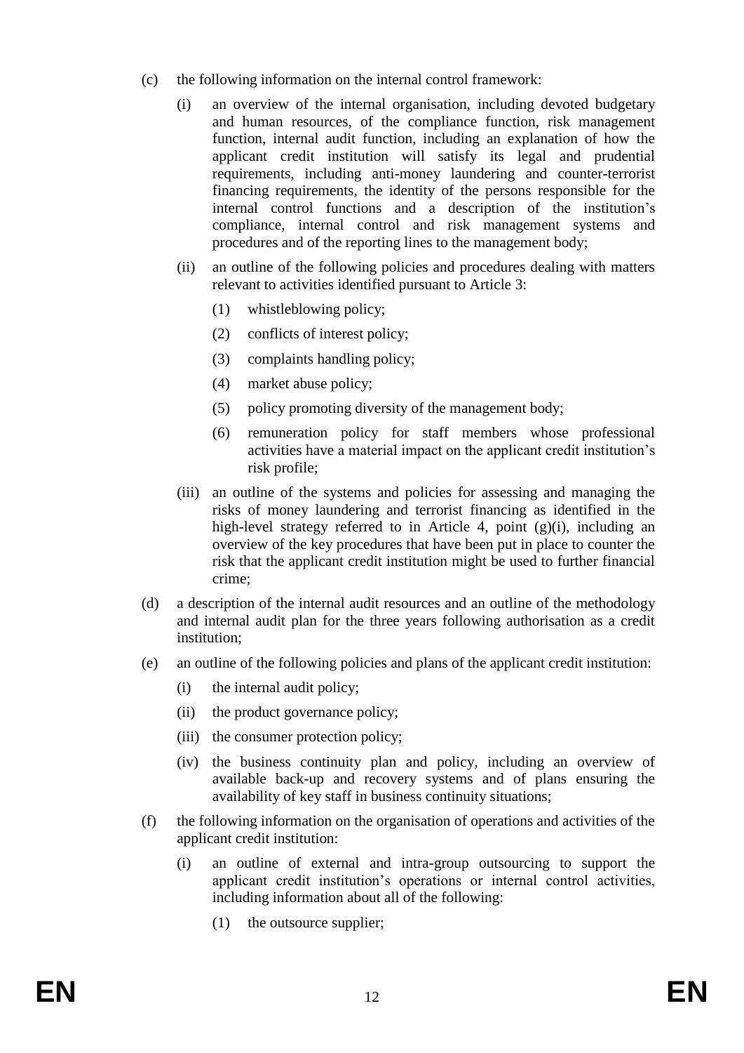(c) the following information on the internal control framework:

   (i) an overview of the internal organisation, including devoted budgetary and human resources, of the compliance function, risk management function, internal audit function, including an explanation of how the applicant credit institution will satisfy its legal and prudential requirements, including anti-money laundering and counter-terrorist financing requirements, the identity of the persons responsible for the internal control functions and a description of the institution's compliance, internal control and risk management systems and procedures and of the reporting lines to the management body;

   (ii) an outline of the following policies and procedures dealing with matters relevant to activities identified pursuant to Article 3:

      (1) whistleblowing policy;

      (2) conflicts of interest policy;

      (3) complaints handling policy;

      (4) market abuse policy;

      (5) policy promoting diversity of the management body;

      (6) remuneration policy for staff members whose professional activities have a material impact on the applicant credit institution's risk profile;

   (iii) an outline of the systems and policies for assessing and managing the risks of money laundering and terrorist financing as identified in the high-level strategy referred to in Article 4, point (g)(i), including an overview of the key procedures that have been put in place to counter the risk that the applicant credit institution might be used to further financial crime;

(d) a description of the internal audit resources and an outline of the methodology and internal audit plan for the three years following authorisation as a credit institution;

(e) an outline of the following policies and plans of the applicant credit institution:

   (i) the internal audit policy;

   (ii) the product governance policy;

   (iii) the consumer protection policy;

   (iv) the business continuity plan and policy, including an overview of available back-up and recovery systems and of plans ensuring the availability of key staff in business continuity situations;

(f) the following information on the organisation of operations and activities of the applicant credit institution:

   (i) an outline of external and intra-group outsourcing to support the applicant credit institution's operations or internal control activities, including information about all of the following:

      (1) the outsource supplier;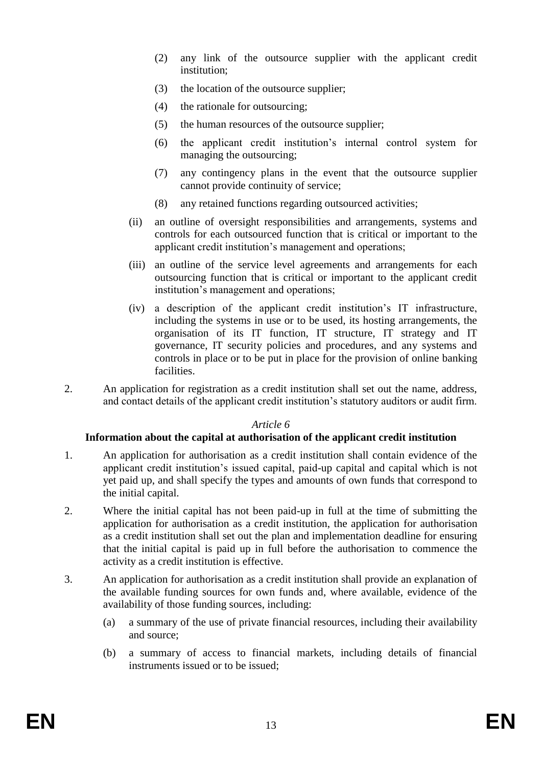(2) any link of the outsource supplier with the applicant credit institution;

(3) the location of the outsource supplier;

(4) the rationale for outsourcing;

(5) the human resources of the outsource supplier;

(6) the applicant credit institution's internal control system for managing the outsourcing;

(7) any contingency plans in the event that the outsource supplier cannot provide continuity of service;

(8) any retained functions regarding outsourced activities;

(ii) an outline of oversight responsibilities and arrangements, systems and controls for each outsourced function that is critical or important to the applicant credit institution's management and operations;

(iii) an outline of the service level agreements and arrangements for each outsourcing function that is critical or important to the applicant credit institution's management and operations;

(iv) a description of the applicant credit institution's IT infrastructure, including the systems in use or to be used, its hosting arrangements, the organisation of its IT function, IT structure, IT strategy and IT governance, IT security policies and procedures, and any systems and controls in place or to be put in place for the provision of online banking facilities.

2. An application for registration as a credit institution shall set out the name, address, and contact details of the applicant credit institution's statutory auditors or audit firm.

*Article 6*

**Information about the capital at authorisation of the applicant credit institution**

1. An application for authorisation as a credit institution shall contain evidence of the applicant credit institution's issued capital, paid-up capital and capital which is not yet paid up, and shall specify the types and amounts of own funds that correspond to the initial capital.

2. Where the initial capital has not been paid-up in full at the time of submitting the application for authorisation as a credit institution, the application for authorisation as a credit institution shall set out the plan and implementation deadline for ensuring that the initial capital is paid up in full before the authorisation to commence the activity as a credit institution is effective.

3. An application for authorisation as a credit institution shall provide an explanation of the available funding sources for own funds and, where available, evidence of the availability of those funding sources, including:

(a) a summary of the use of private financial resources, including their availability and source;

(b) a summary of access to financial markets, including details of financial instruments issued or to be issued;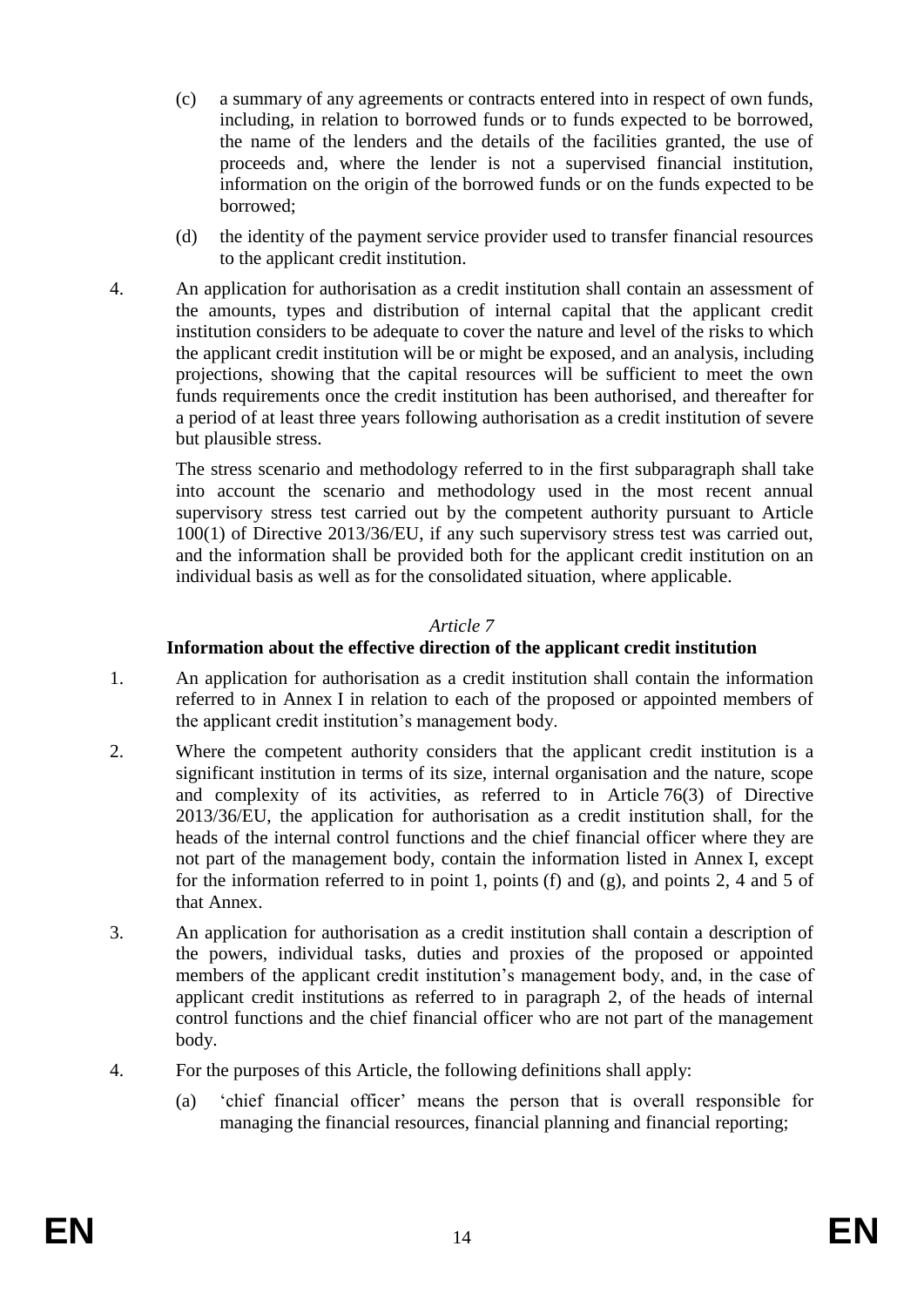(c) a summary of any agreements or contracts entered into in respect of own funds, including, in relation to borrowed funds or to funds expected to be borrowed, the name of the lenders and the details of the facilities granted, the use of proceeds and, where the lender is not a supervised financial institution, information on the origin of the borrowed funds or on the funds expected to be borrowed;

(d) the identity of the payment service provider used to transfer financial resources to the applicant credit institution.

4. An application for authorisation as a credit institution shall contain an assessment of the amounts, types and distribution of internal capital that the applicant credit institution considers to be adequate to cover the nature and level of the risks to which the applicant credit institution will be or might be exposed, and an analysis, including projections, showing that the capital resources will be sufficient to meet the own funds requirements once the credit institution has been authorised, and thereafter for a period of at least three years following authorisation as a credit institution of severe but plausible stress.

The stress scenario and methodology referred to in the first subparagraph shall take into account the scenario and methodology used in the most recent annual supervisory stress test carried out by the competent authority pursuant to Article 100(1) of Directive 2013/36/EU, if any such supervisory stress test was carried out, and the information shall be provided both for the applicant credit institution on an individual basis as well as for the consolidated situation, where applicable.

*Article 7*

**Information about the effective direction of the applicant credit institution**

1. An application for authorisation as a credit institution shall contain the information referred to in Annex I in relation to each of the proposed or appointed members of the applicant credit institution's management body.

2. Where the competent authority considers that the applicant credit institution is a significant institution in terms of its size, internal organisation and the nature, scope and complexity of its activities, as referred to in Article 76(3) of Directive 2013/36/EU, the application for authorisation as a credit institution shall, for the heads of the internal control functions and the chief financial officer where they are not part of the management body, contain the information listed in Annex I, except for the information referred to in point 1, points (f) and (g), and points 2, 4 and 5 of that Annex.

3. An application for authorisation as a credit institution shall contain a description of the powers, individual tasks, duties and proxies of the proposed or appointed members of the applicant credit institution's management body, and, in the case of applicant credit institutions as referred to in paragraph 2, of the heads of internal control functions and the chief financial officer who are not part of the management body.

4. For the purposes of this Article, the following definitions shall apply:

(a) 'chief financial officer' means the person that is overall responsible for managing the financial resources, financial planning and financial reporting;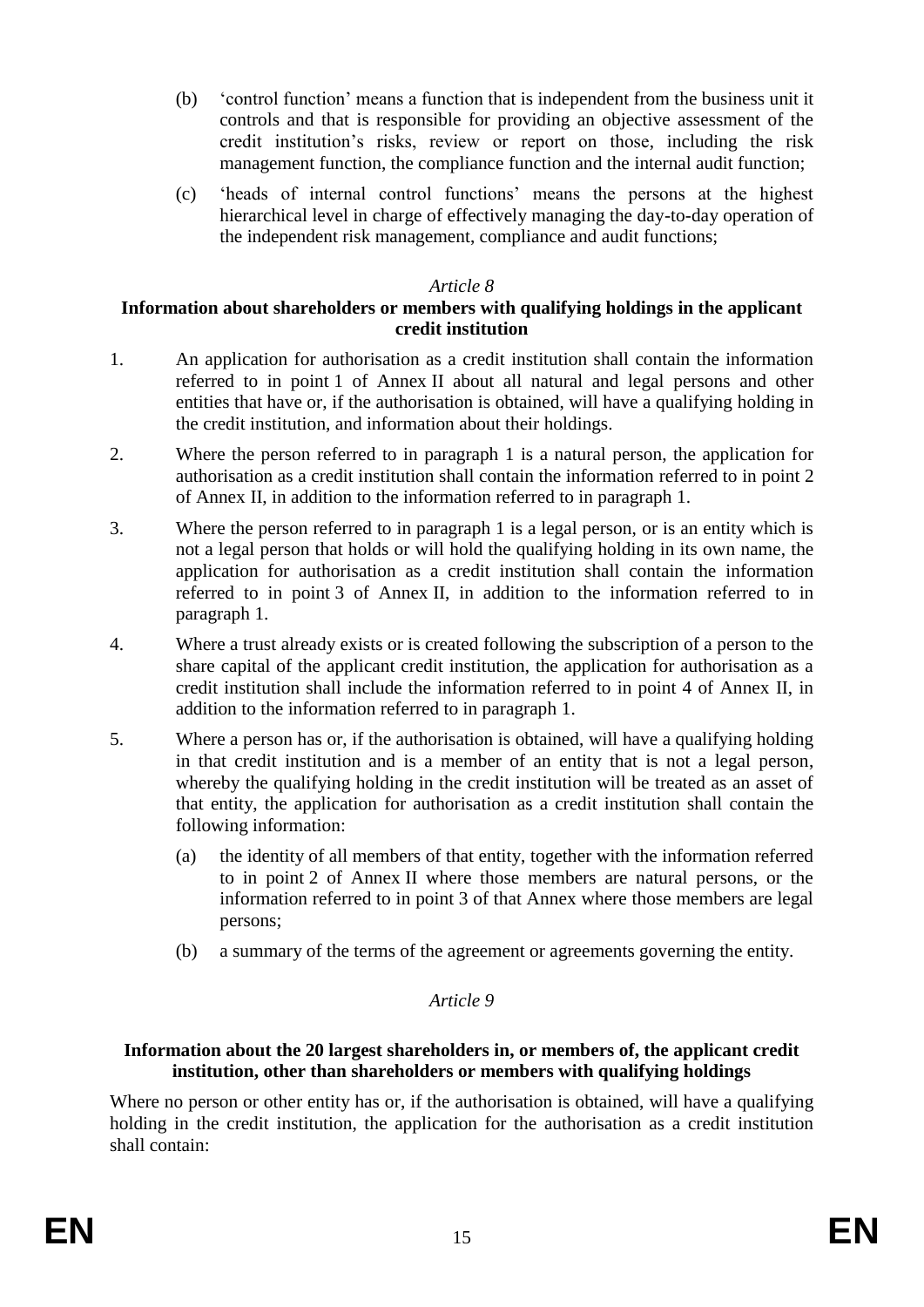(b) 'control function' means a function that is independent from the business unit it controls and that is responsible for providing an objective assessment of the credit institution's risks, review or report on those, including the risk management function, the compliance function and the internal audit function;

(c) 'heads of internal control functions' means the persons at the highest hierarchical level in charge of effectively managing the day-to-day operation of the independent risk management, compliance and audit functions;

*Article 8*

**Information about shareholders or members with qualifying holdings in the applicant credit institution**

1. An application for authorisation as a credit institution shall contain the information referred to in point 1 of Annex II about all natural and legal persons and other entities that have or, if the authorisation is obtained, will have a qualifying holding in the credit institution, and information about their holdings.

2. Where the person referred to in paragraph 1 is a natural person, the application for authorisation as a credit institution shall contain the information referred to in point 2 of Annex II, in addition to the information referred to in paragraph 1.

3. Where the person referred to in paragraph 1 is a legal person, or is an entity which is not a legal person that holds or will hold the qualifying holding in its own name, the application for authorisation as a credit institution shall contain the information referred to in point 3 of Annex II, in addition to the information referred to in paragraph 1.

4. Where a trust already exists or is created following the subscription of a person to the share capital of the applicant credit institution, the application for authorisation as a credit institution shall include the information referred to in point 4 of Annex II, in addition to the information referred to in paragraph 1.

5. Where a person has or, if the authorisation is obtained, will have a qualifying holding in that credit institution and is a member of an entity that is not a legal person, whereby the qualifying holding in the credit institution will be treated as an asset of that entity, the application for authorisation as a credit institution shall contain the following information:

   (a) the identity of all members of that entity, together with the information referred to in point 2 of Annex II where those members are natural persons, or the information referred to in point 3 of that Annex where those members are legal persons;

   (b) a summary of the terms of the agreement or agreements governing the entity.

*Article 9*

**Information about the 20 largest shareholders in, or members of, the applicant credit institution, other than shareholders or members with qualifying holdings**

Where no person or other entity has or, if the authorisation is obtained, will have a qualifying holding in the credit institution, the application for the authorisation as a credit institution shall contain: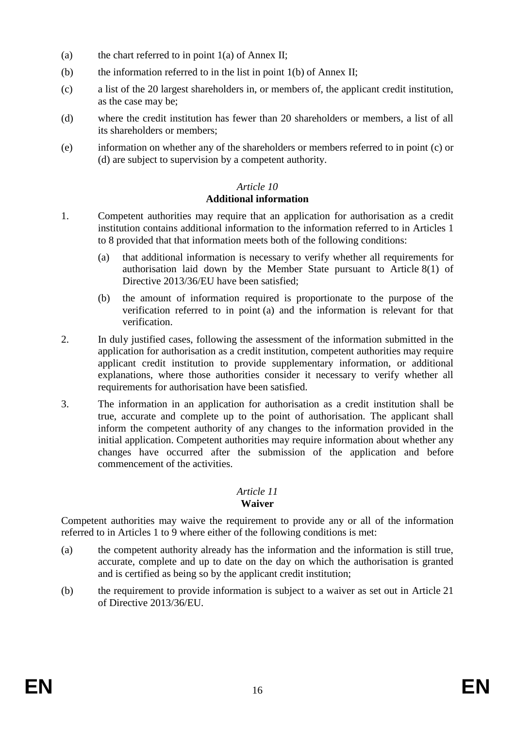(a) the chart referred to in point 1(a) of Annex II;

(b) the information referred to in the list in point 1(b) of Annex II;

(c) a list of the 20 largest shareholders in, or members of, the applicant credit institution, as the case may be;

(d) where the credit institution has fewer than 20 shareholders or members, a list of all its shareholders or members;

(e) information on whether any of the shareholders or members referred to in point (c) or (d) are subject to supervision by a competent authority.

*Article 10*

**Additional information**

1. Competent authorities may require that an application for authorisation as a credit institution contains additional information to the information referred to in Articles 1 to 8 provided that that information meets both of the following conditions:

   (a) that additional information is necessary to verify whether all requirements for authorisation laid down by the Member State pursuant to Article 8(1) of Directive 2013/36/EU have been satisfied;

   (b) the amount of information required is proportionate to the purpose of the verification referred to in point (a) and the information is relevant for that verification.

2. In duly justified cases, following the assessment of the information submitted in the application for authorisation as a credit institution, competent authorities may require applicant credit institution to provide supplementary information, or additional explanations, where those authorities consider it necessary to verify whether all requirements for authorisation have been satisfied.

3. The information in an application for authorisation as a credit institution shall be true, accurate and complete up to the point of authorisation. The applicant shall inform the competent authority of any changes to the information provided in the initial application. Competent authorities may require information about whether any changes have occurred after the submission of the application and before commencement of the activities.

*Article 11*

**Waiver**

Competent authorities may waive the requirement to provide any or all of the information referred to in Articles 1 to 9 where either of the following conditions is met:

(a) the competent authority already has the information and the information is still true, accurate, complete and up to date on the day on which the authorisation is granted and is certified as being so by the applicant credit institution;

(b) the requirement to provide information is subject to a waiver as set out in Article 21 of Directive 2013/36/EU.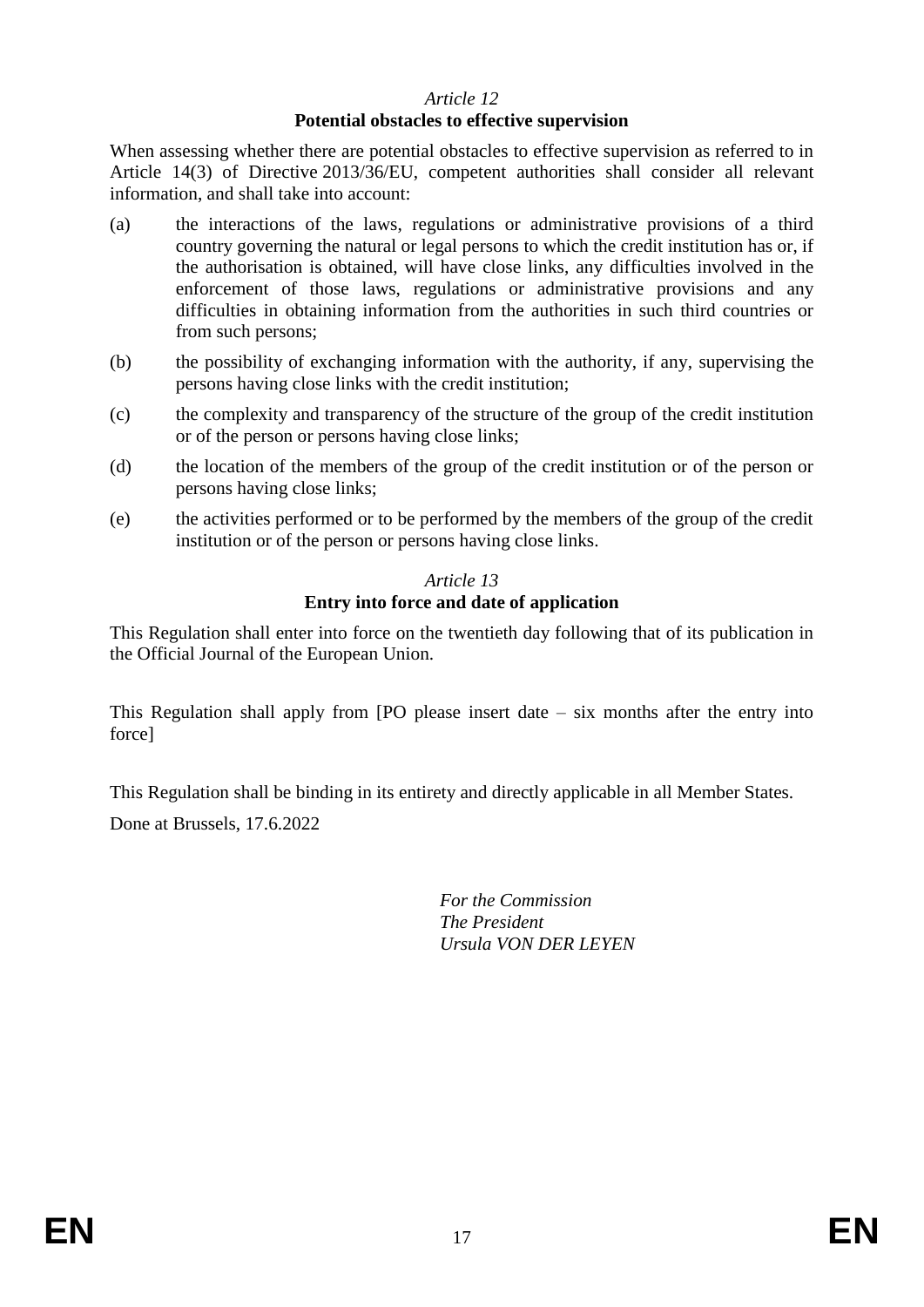*Article 12*

**Potential obstacles to effective supervision**

When assessing whether there are potential obstacles to effective supervision as referred to in Article 14(3) of Directive 2013/36/EU, competent authorities shall consider all relevant information, and shall take into account:

(a) the interactions of the laws, regulations or administrative provisions of a third country governing the natural or legal persons to which the credit institution has or, if the authorisation is obtained, will have close links, any difficulties involved in the enforcement of those laws, regulations or administrative provisions and any difficulties in obtaining information from the authorities in such third countries or from such persons;

(b) the possibility of exchanging information with the authority, if any, supervising the persons having close links with the credit institution;

(c) the complexity and transparency of the structure of the group of the credit institution or of the person or persons having close links;

(d) the location of the members of the group of the credit institution or of the person or persons having close links;

(e) the activities performed or to be performed by the members of the group of the credit institution or of the person or persons having close links.

*Article 13*

**Entry into force and date of application**

This Regulation shall enter into force on the twentieth day following that of its publication in the Official Journal of the European Union.

This Regulation shall apply from [PO please insert date – six months after the entry into force]

This Regulation shall be binding in its entirety and directly applicable in all Member States.

Done at Brussels, 17.6.2022

*For the Commission*
*The President*
*Ursula VON DER LEYEN*